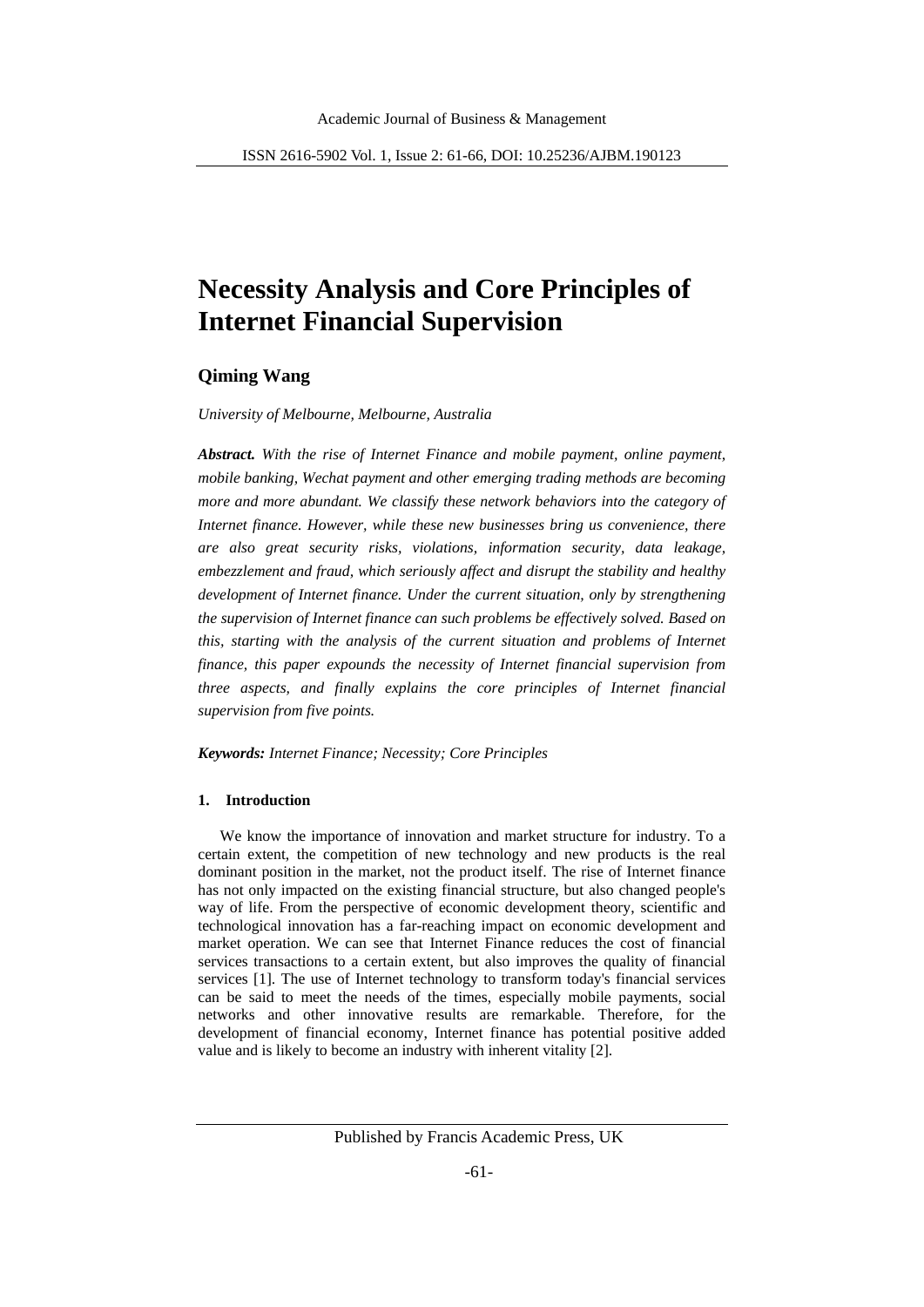# Necessity Analysis and Core Principles of Internet Financial Supervision

## Qiming Wang

*University of Melbourne, Melbourne, Australia*

***Abstract.*** *With the rise of Internet Finance and mobile payment, online payment, mobile banking, Wechat payment and other emerging trading methods are becoming more and more abundant. We classify these network behaviors into the category of Internet finance. However, while these new businesses bring us convenience, there are also great security risks, violations, information security, data leakage, embezzlement and fraud, which seriously affect and disrupt the stability and healthy development of Internet finance. Under the current situation, only by strengthening the supervision of Internet finance can such problems be effectively solved. Based on this, starting with the analysis of the current situation and problems of Internet finance, this paper expounds the necessity of Internet financial supervision from three aspects, and finally explains the core principles of Internet financial supervision from five points.*

***Keywords:*** *Internet Finance; Necessity; Core Principles*

### 1. Introduction

We know the importance of innovation and market structure for industry. To a certain extent, the competition of new technology and new products is the real dominant position in the market, not the product itself. The rise of Internet finance has not only impacted on the existing financial structure, but also changed people's way of life. From the perspective of economic development theory, scientific and technological innovation has a far-reaching impact on economic development and market operation. We can see that Internet Finance reduces the cost of financial services transactions to a certain extent, but also improves the quality of financial services [1]. The use of Internet technology to transform today's financial services can be said to meet the needs of the times, especially mobile payments, social networks and other innovative results are remarkable. Therefore, for the development of financial economy, Internet finance has potential positive added value and is likely to become an industry with inherent vitality [2].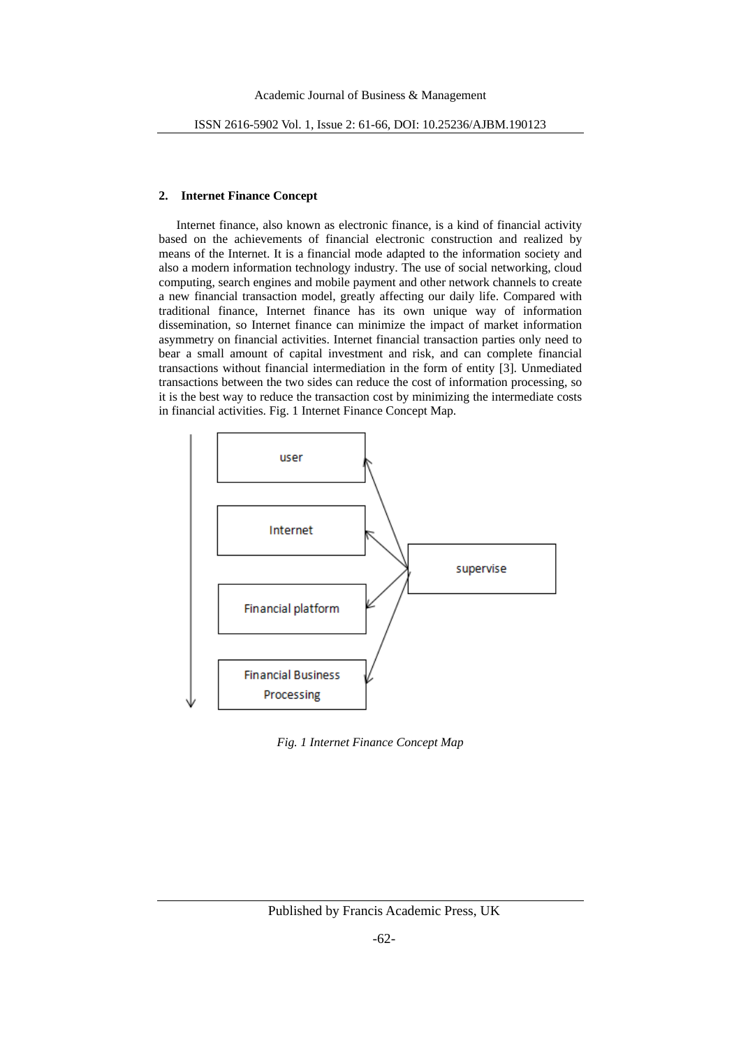## 2. Internet Finance Concept

Internet finance, also known as electronic finance, is a kind of financial activity based on the achievements of financial electronic construction and realized by means of the Internet. It is a financial mode adapted to the information society and also a modern information technology industry. The use of social networking, cloud computing, search engines and mobile payment and other network channels to create a new financial transaction model, greatly affecting our daily life. Compared with traditional finance, Internet finance has its own unique way of information dissemination, so Internet finance can minimize the impact of market information asymmetry on financial activities. Internet financial transaction parties only need to bear a small amount of capital investment and risk, and can complete financial transactions without financial intermediation in the form of entity [3]. Unmediated transactions between the two sides can reduce the cost of information processing, so it is the best way to reduce the transaction cost by minimizing the intermediate costs in financial activities. Fig. 1 Internet Finance Concept Map.

*Fig. 1 Internet Finance Concept Map*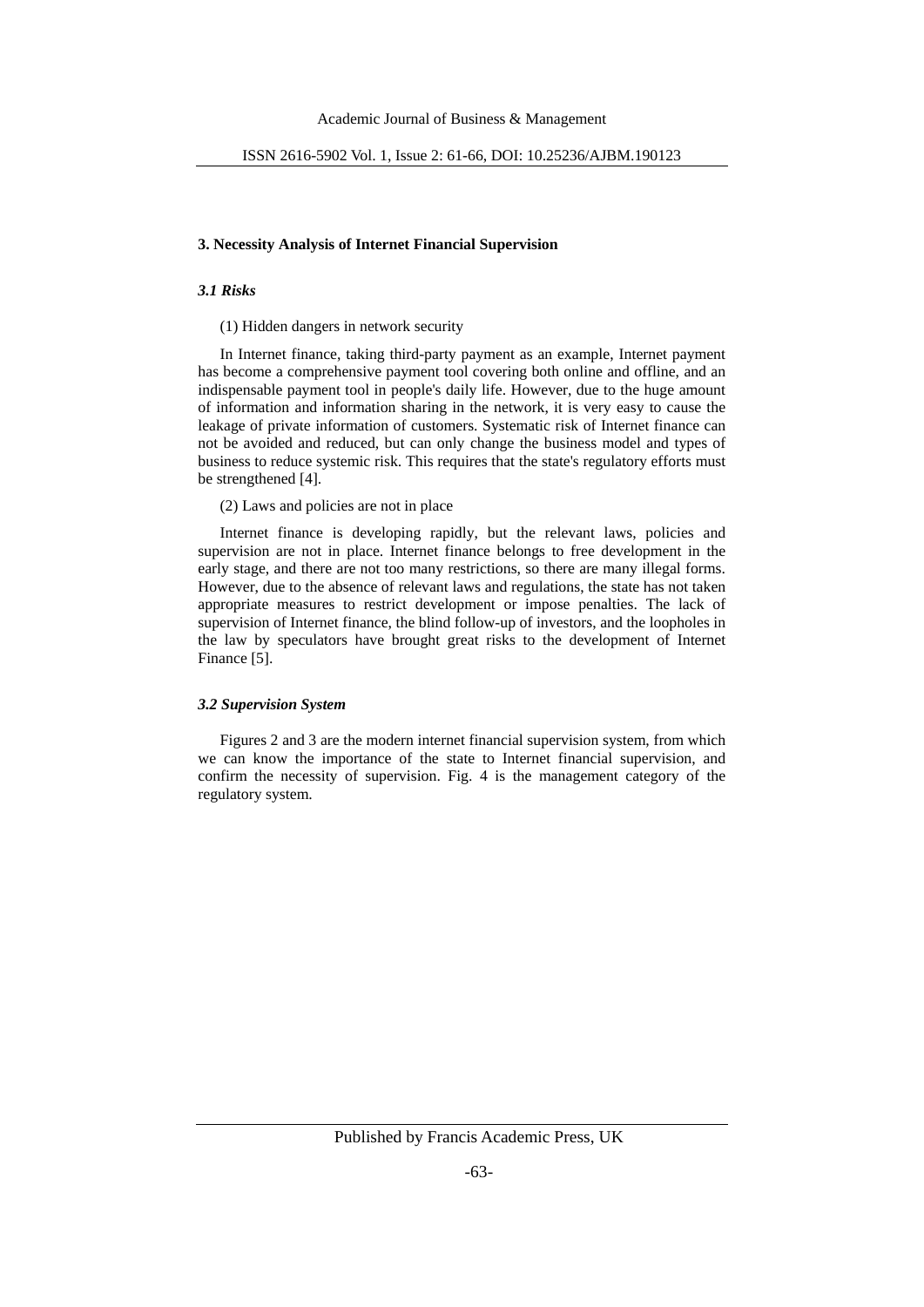## 3. Necessity Analysis of Internet Financial Supervision

### *3.1 Risks*

(1) Hidden dangers in network security

In Internet finance, taking third-party payment as an example, Internet payment has become a comprehensive payment tool covering both online and offline, and an indispensable payment tool in people's daily life. However, due to the huge amount of information and information sharing in the network, it is very easy to cause the leakage of private information of customers. Systematic risk of Internet finance can not be avoided and reduced, but can only change the business model and types of business to reduce systemic risk. This requires that the state's regulatory efforts must be strengthened [4].

(2) Laws and policies are not in place

Internet finance is developing rapidly, but the relevant laws, policies and supervision are not in place. Internet finance belongs to free development in the early stage, and there are not too many restrictions, so there are many illegal forms. However, due to the absence of relevant laws and regulations, the state has not taken appropriate measures to restrict development or impose penalties. The lack of supervision of Internet finance, the blind follow-up of investors, and the loopholes in the law by speculators have brought great risks to the development of Internet Finance [5].

### *3.2 Supervision System*

Figures 2 and 3 are the modern internet financial supervision system, from which we can know the importance of the state to Internet financial supervision, and confirm the necessity of supervision. Fig. 4 is the management category of the regulatory system.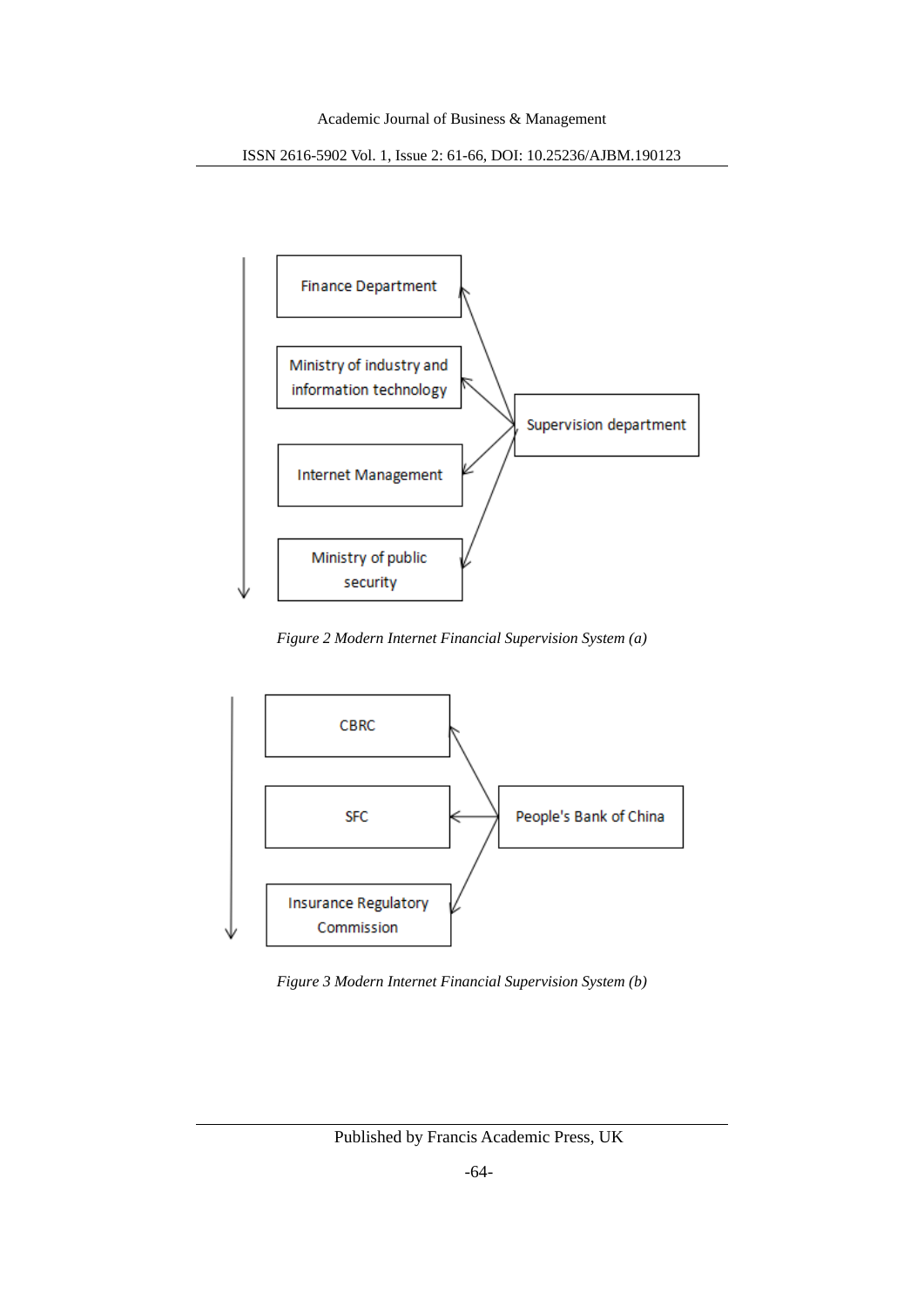Finance Department

Ministry of industry and information technology

Internet Management

Ministry of public security

Supervision department

*Figure 2 Modern Internet Financial Supervision System (a)*

CBRC

SFC

Insurance Regulatory Commission

People's Bank of China

*Figure 3 Modern Internet Financial Supervision System (b)*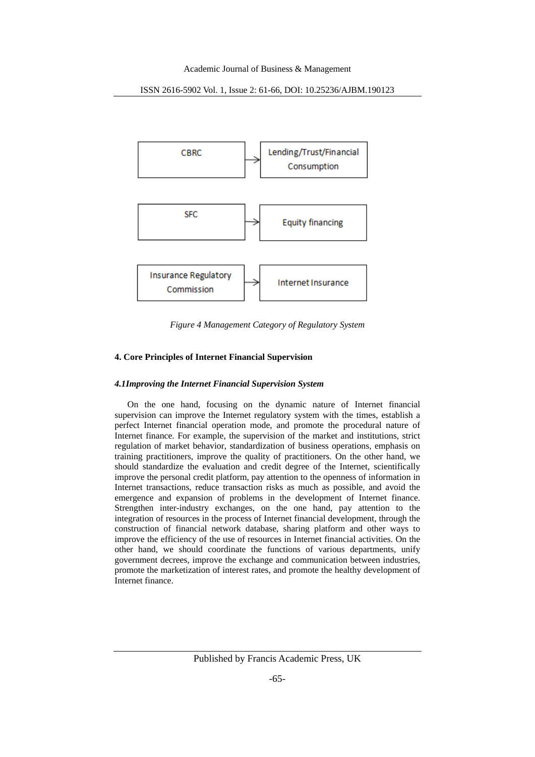| Regulator | | Category |
|---|---|---|
| CBRC | → | Lending/Trust/Financial Consumption |
| SFC | → | Equity financing |
| Insurance Regulatory Commission | → | Internet Insurance |

*Figure 4 Management Category of Regulatory System*

## 4. Core Principles of Internet Financial Supervision

### *4.1Improving the Internet Financial Supervision System*

On the one hand, focusing on the dynamic nature of Internet financial supervision can improve the Internet regulatory system with the times, establish a perfect Internet financial operation mode, and promote the procedural nature of Internet finance. For example, the supervision of the market and institutions, strict regulation of market behavior, standardization of business operations, emphasis on training practitioners, improve the quality of practitioners. On the other hand, we should standardize the evaluation and credit degree of the Internet, scientifically improve the personal credit platform, pay attention to the openness of information in Internet transactions, reduce transaction risks as much as possible, and avoid the emergence and expansion of problems in the development of Internet finance. Strengthen inter-industry exchanges, on the one hand, pay attention to the integration of resources in the process of Internet financial development, through the construction of financial network database, sharing platform and other ways to improve the efficiency of the use of resources in Internet financial activities. On the other hand, we should coordinate the functions of various departments, unify government decrees, improve the exchange and communication between industries, promote the marketization of interest rates, and promote the healthy development of Internet finance.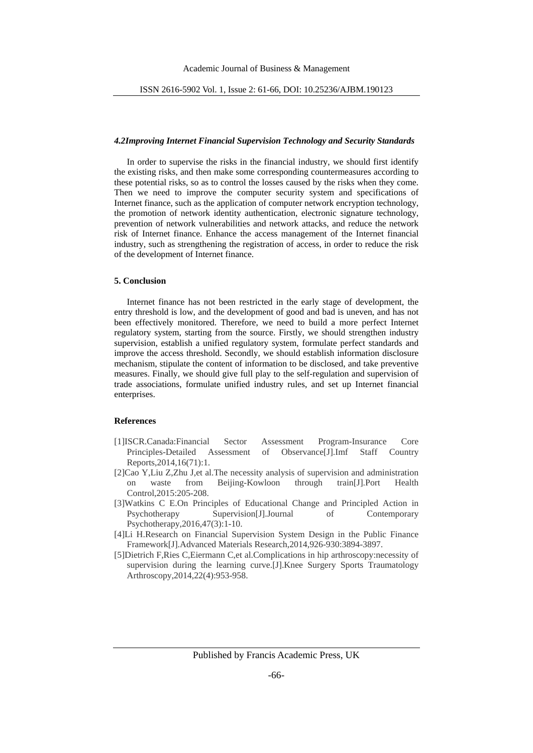### *4.2Improving Internet Financial Supervision Technology and Security Standards*

In order to supervise the risks in the financial industry, we should first identify the existing risks, and then make some corresponding countermeasures according to these potential risks, so as to control the losses caused by the risks when they come. Then we need to improve the computer security system and specifications of Internet finance, such as the application of computer network encryption technology, the promotion of network identity authentication, electronic signature technology, prevention of network vulnerabilities and network attacks, and reduce the network risk of Internet finance. Enhance the access management of the Internet financial industry, such as strengthening the registration of access, in order to reduce the risk of the development of Internet finance.

## 5. Conclusion

Internet finance has not been restricted in the early stage of development, the entry threshold is low, and the development of good and bad is uneven, and has not been effectively monitored. Therefore, we need to build a more perfect Internet regulatory system, starting from the source. Firstly, we should strengthen industry supervision, establish a unified regulatory system, formulate perfect standards and improve the access threshold. Secondly, we should establish information disclosure mechanism, stipulate the content of information to be disclosed, and take preventive measures. Finally, we should give full play to the self-regulation and supervision of trade associations, formulate unified industry rules, and set up Internet financial enterprises.

## References

[1]ISCR.Canada:Financial Sector Assessment Program-Insurance Core Principles-Detailed Assessment of Observance[J].Imf Staff Country Reports,2014,16(71):1.

[2]Cao Y,Liu Z,Zhu J,et al.The necessity analysis of supervision and administration on waste from Beijing-Kowloon through train[J].Port Health Control,2015:205-208.

[3]Watkins C E.On Principles of Educational Change and Principled Action in Psychotherapy Supervision[J].Journal of Contemporary Psychotherapy,2016,47(3):1-10.

[4]Li H.Research on Financial Supervision System Design in the Public Finance Framework[J].Advanced Materials Research,2014,926-930:3894-3897.

[5]Dietrich F,Ries C,Eiermann C,et al.Complications in hip arthroscopy:necessity of supervision during the learning curve.[J].Knee Surgery Sports Traumatology Arthroscopy,2014,22(4):953-958.